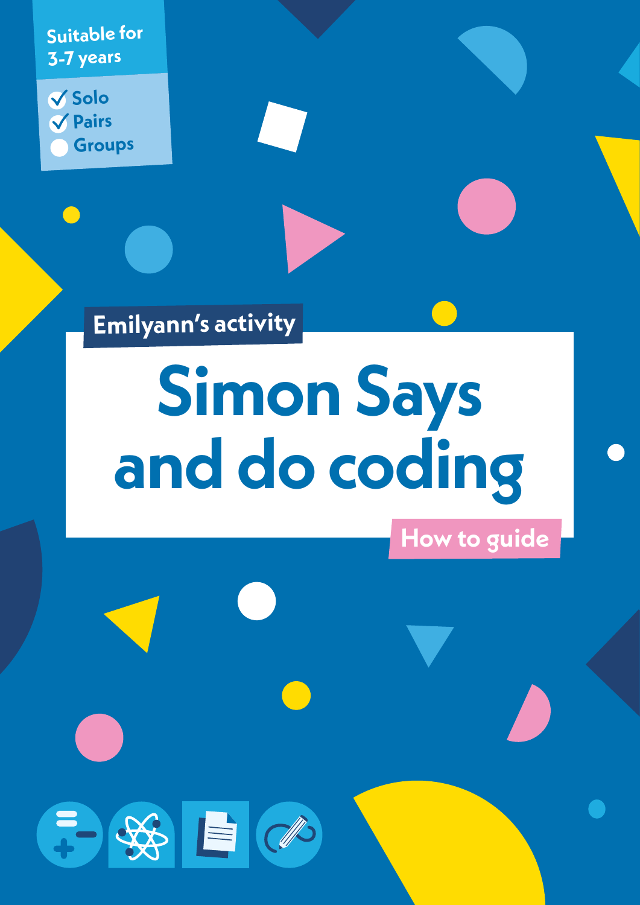Suitable for 3-7 years

- ✓ Solo
- ✓ Pairs
- Groups

Emilyann's activity

# Simon Says and do coding

How to guide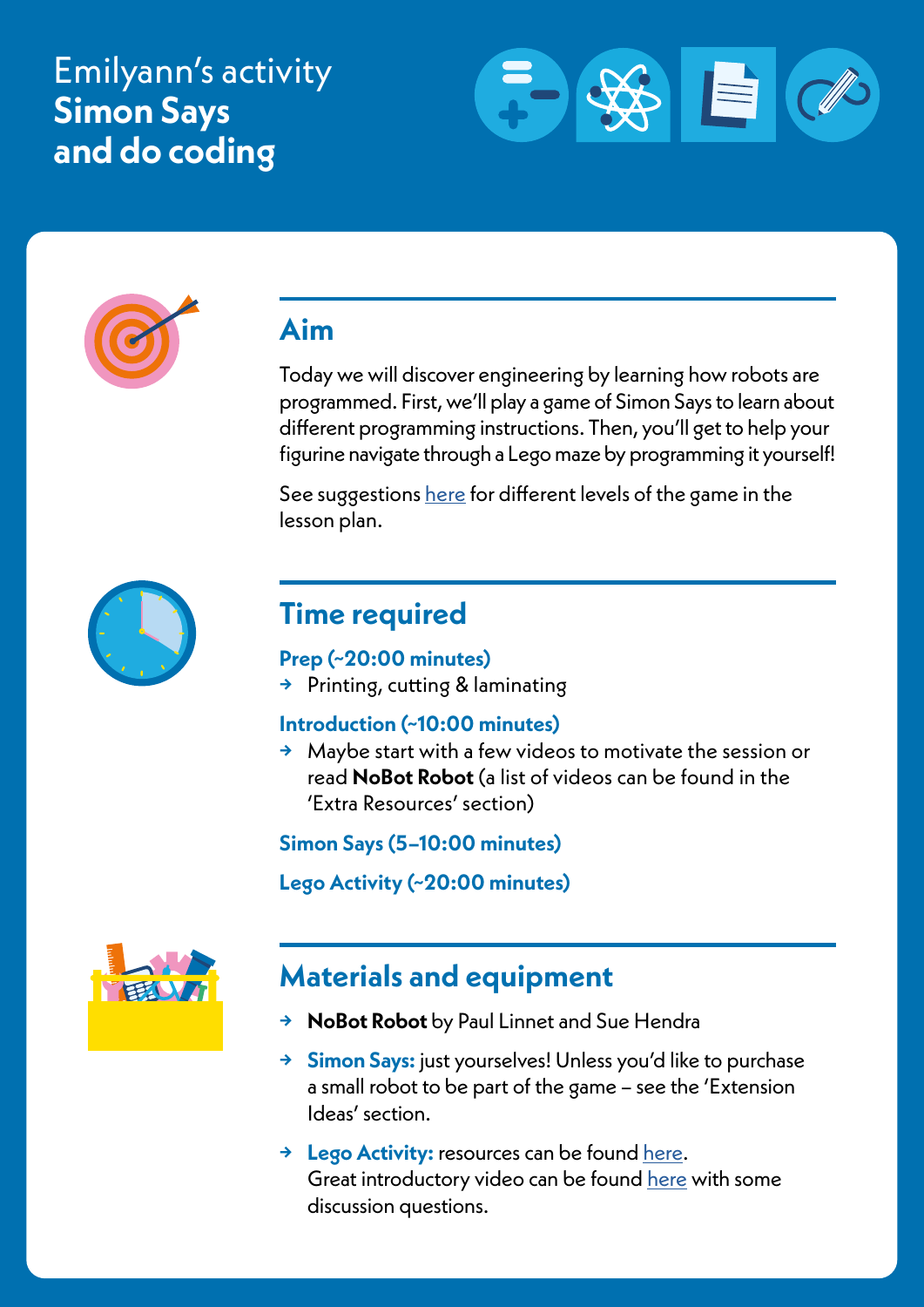# Emilyann's activity
# **Simon Says and do coding**

## Aim

Today we will discover engineering by learning how robots are programmed. First, we'll play a game of Simon Says to learn about different programming instructions. Then, you'll get to help your figurine navigate through a Lego maze by programming it yourself!

See suggestions here for different levels of the game in the lesson plan.

## Time required

### Prep (~20:00 minutes)

- Printing, cutting & laminating

### Introduction (~10:00 minutes)

- Maybe start with a few videos to motivate the session or read **NoBot Robot** (a list of videos can be found in the 'Extra Resources' section)

### Simon Says (5–10:00 minutes)

### Lego Activity (~20:00 minutes)

## Materials and equipment

- **NoBot Robot** by Paul Linnet and Sue Hendra
- **Simon Says:** just yourselves! Unless you'd like to purchase a small robot to be part of the game – see the 'Extension Ideas' section.
- **Lego Activity:** resources can be found here. Great introductory video can be found here with some discussion questions.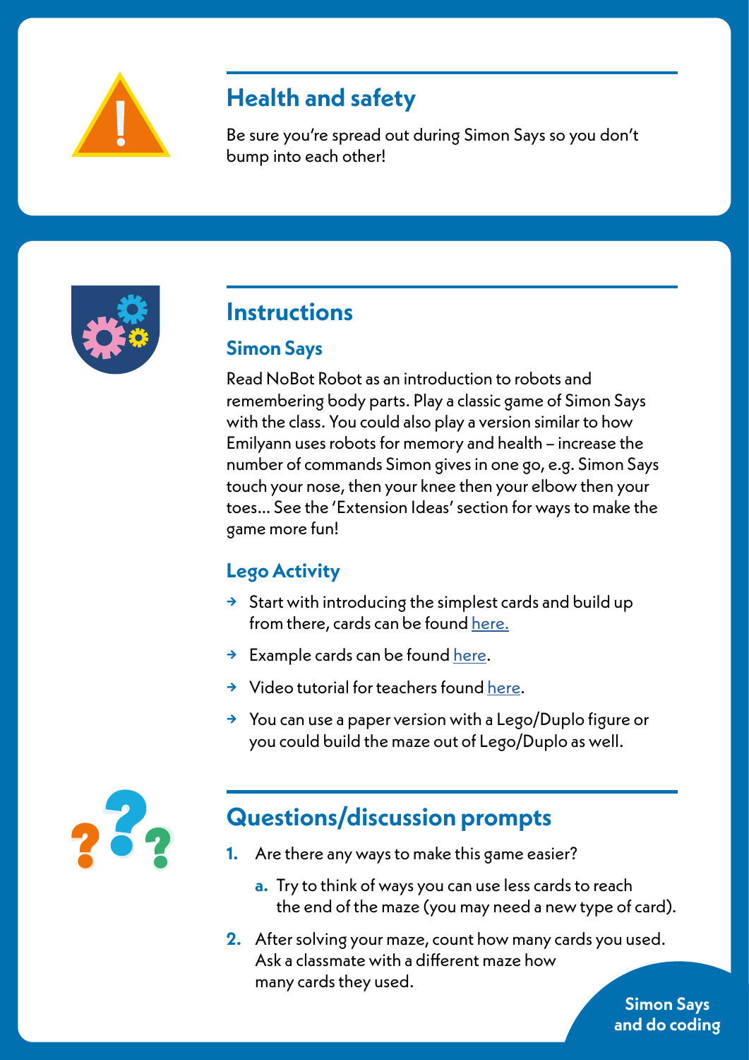## Health and safety

Be sure you're spread out during Simon Says so you don't bump into each other!

## Instructions

### Simon Says

Read NoBot Robot as an introduction to robots and remembering body parts. Play a classic game of Simon Says with the class. You could also play a version similar to how Emilyann uses robots for memory and health – increase the number of commands Simon gives in one go, e.g. Simon Says touch your nose, then your knee then your elbow then your toes... See the 'Extension Ideas' section for ways to make the game more fun!

### Lego Activity

- Start with introducing the simplest cards and build up from there, cards can be found here.
- Example cards can be found here.
- Video tutorial for teachers found here.
- You can use a paper version with a Lego/Duplo figure or you could build the maze out of Lego/Duplo as well.

## Questions/discussion prompts

1. Are there any ways to make this game easier?
   a. Try to think of ways you can use less cards to reach the end of the maze (you may need a new type of card).
2. After solving your maze, count how many cards you used. Ask a classmate with a different maze how many cards they used.

Simon Says and do coding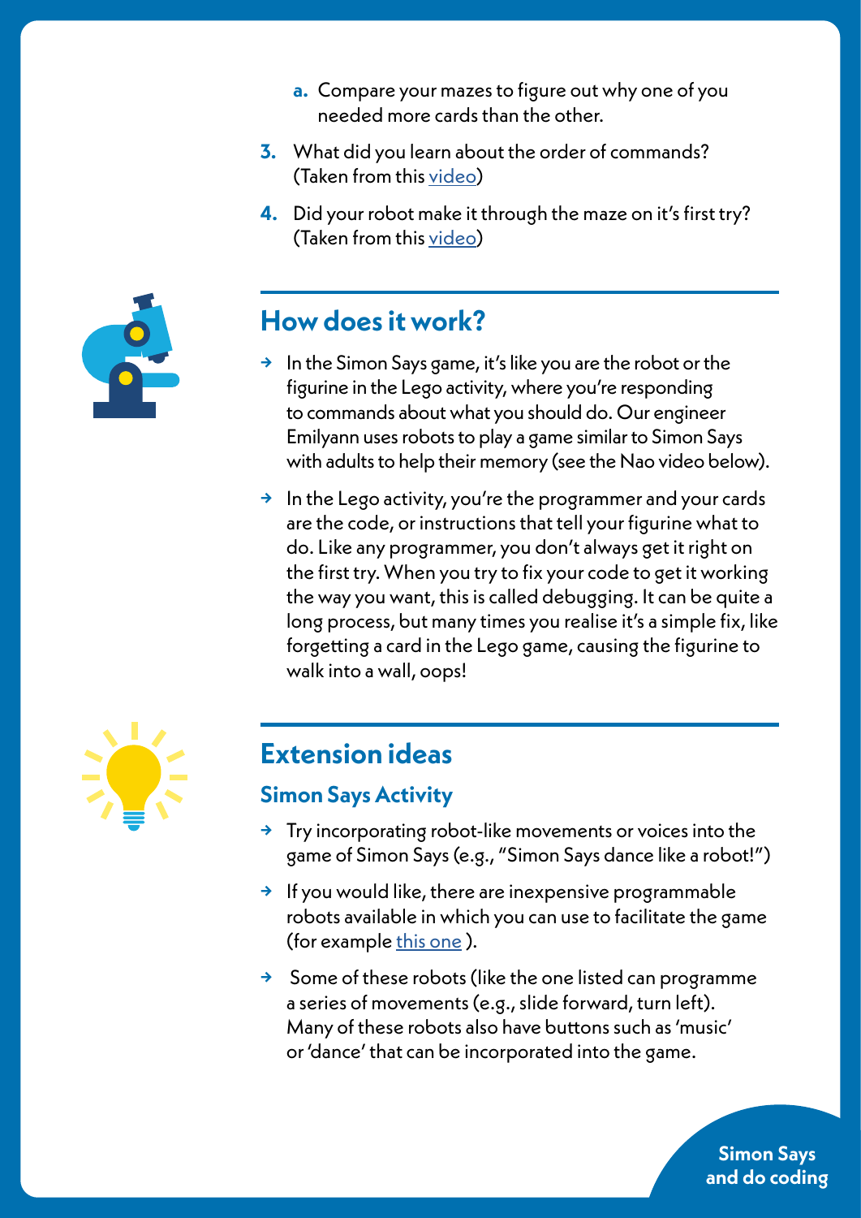a. Compare your mazes to figure out why one of you needed more cards than the other.

3. What did you learn about the order of commands? (Taken from this video)
4. Did your robot make it through the maze on it's first try? (Taken from this video)

## How does it work?

- In the Simon Says game, it's like you are the robot or the figurine in the Lego activity, where you're responding to commands about what you should do. Our engineer Emilyann uses robots to play a game similar to Simon Says with adults to help their memory (see the Nao video below).
- In the Lego activity, you're the programmer and your cards are the code, or instructions that tell your figurine what to do. Like any programmer, you don't always get it right on the first try. When you try to fix your code to get it working the way you want, this is called debugging. It can be quite a long process, but many times you realise it's a simple fix, like forgetting a card in the Lego game, causing the figurine to walk into a wall, oops!

## Extension ideas

### Simon Says Activity

- Try incorporating robot-like movements or voices into the game of Simon Says (e.g., "Simon Says dance like a robot!")
- If you would like, there are inexpensive programmable robots available in which you can use to facilitate the game (for example this one ).
- Some of these robots (like the one listed can programme a series of movements (e.g., slide forward, turn left). Many of these robots also have buttons such as 'music' or 'dance' that can be incorporated into the game.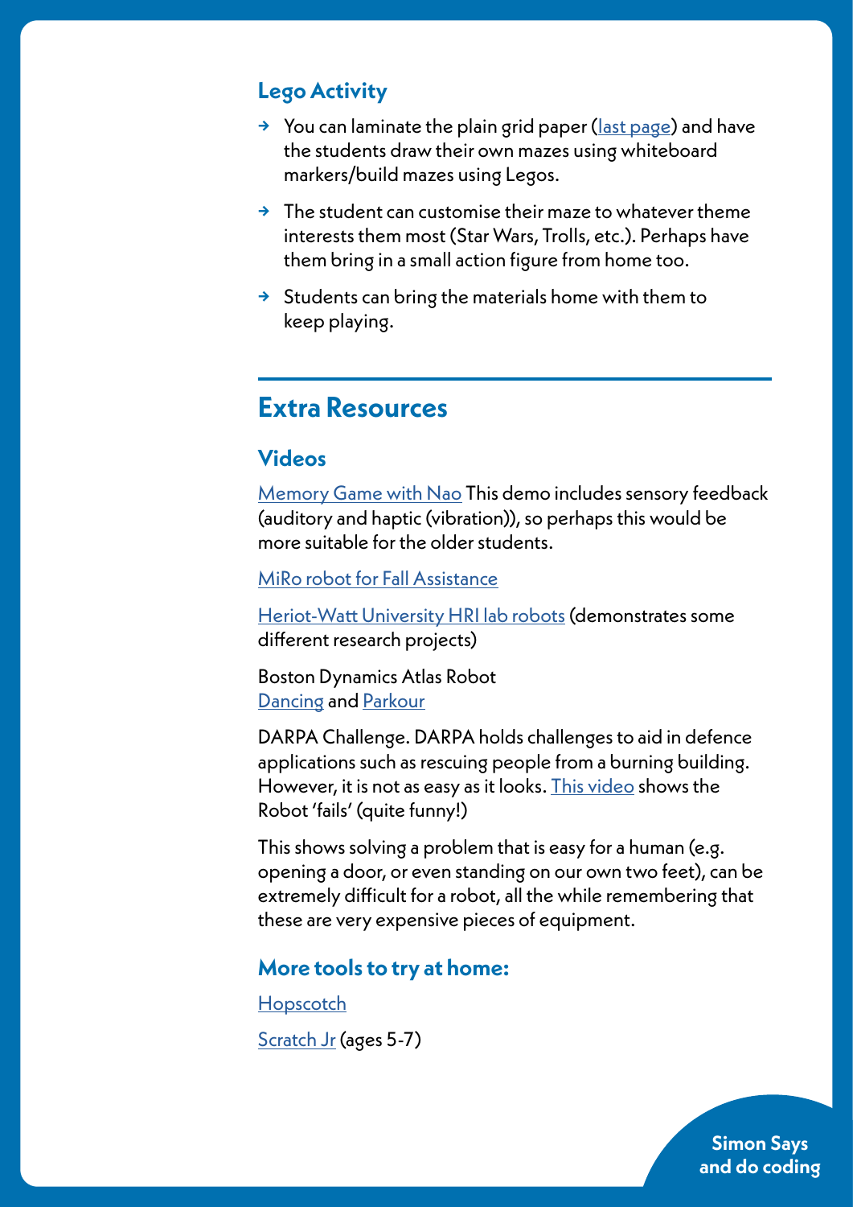### Lego Activity

- You can laminate the plain grid paper (last page) and have the students draw their own mazes using whiteboard markers/build mazes using Legos.
- The student can customise their maze to whatever theme interests them most (Star Wars, Trolls, etc.). Perhaps have them bring in a small action figure from home too.
- Students can bring the materials home with them to keep playing.

## Extra Resources

### Videos

Memory Game with Nao This demo includes sensory feedback (auditory and haptic (vibration)), so perhaps this would be more suitable for the older students.

MiRo robot for Fall Assistance

Heriot-Watt University HRI lab robots (demonstrates some different research projects)

Boston Dynamics Atlas Robot
Dancing and Parkour

DARPA Challenge. DARPA holds challenges to aid in defence applications such as rescuing people from a burning building. However, it is not as easy as it looks. This video shows the Robot 'fails' (quite funny!)

This shows solving a problem that is easy for a human (e.g. opening a door, or even standing on our own two feet), can be extremely difficult for a robot, all the while remembering that these are very expensive pieces of equipment.

### More tools to try at home:

Hopscotch

Scratch Jr (ages 5-7)